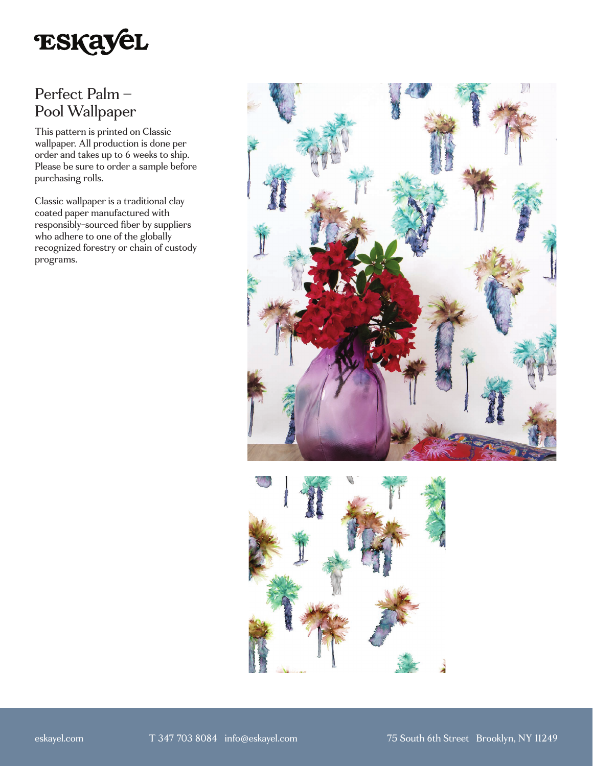# Eskayel

## Perfect Palm – Pool Wallpaper

This pattern is printed on Classic wallpaper. All production is done per order and takes up to 6 weeks to ship. Please be sure to order a sample before purchasing rolls.

Classic wallpaper is a traditional clay coated paper manufactured with responsibly-sourced fiber by suppliers who adhere to one of the globally recognized forestry or chain of custody programs.

eskayel.com T 347 703 8084 info@eskayel.com 75 South 6th Street Brooklyn, NY 11249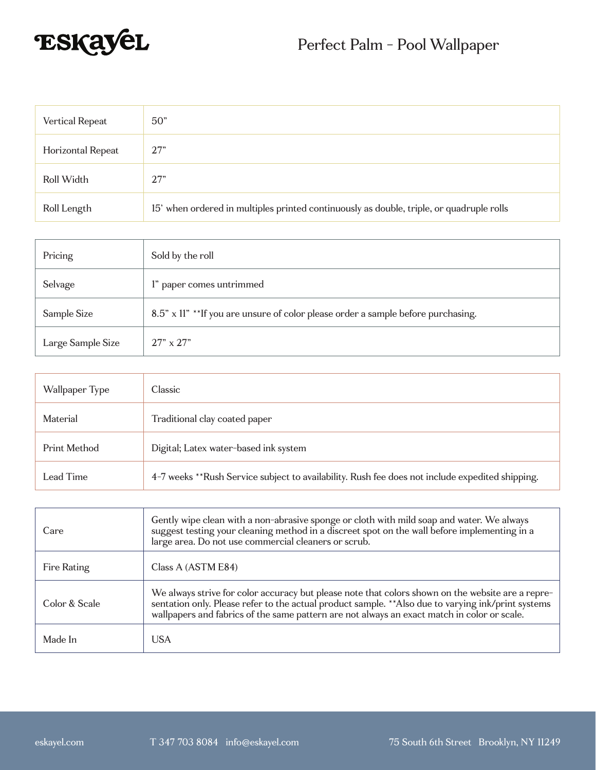# Perfect Palm - Pool Wallpaper

| | |
|---|---|
| Vertical Repeat | 50" |
| Horizontal Repeat | 27" |
| Roll Width | 27" |
| Roll Length | 15' when ordered in multiples printed continuously as double, triple, or quadruple rolls |

| | |
|---|---|
| Pricing | Sold by the roll |
| Selvage | 1" paper comes untrimmed |
| Sample Size | 8.5" x 11" **If you are unsure of color please order a sample before purchasing. |
| Large Sample Size | 27" x 27" |

| | |
|---|---|
| Wallpaper Type | Classic |
| Material | Traditional clay coated paper |
| Print Method | Digital; Latex water-based ink system |
| Lead Time | 4-7 weeks **Rush Service subject to availability. Rush fee does not include expedited shipping. |

| | |
|---|---|
| Care | Gently wipe clean with a non-abrasive sponge or cloth with mild soap and water. We always suggest testing your cleaning method in a discreet spot on the wall before implementing in a large area. Do not use commercial cleaners or scrub. |
| Fire Rating | Class A (ASTM E84) |
| Color & Scale | We always strive for color accuracy but please note that colors shown on the website are a representation only. Please refer to the actual product sample. **Also due to varying ink/print systems wallpapers and fabrics of the same pattern are not always an exact match in color or scale. |
| Made In | USA |

eskayel.com T 347 703 8084 info@eskayel.com 75 South 6th Street Brooklyn, NY 11249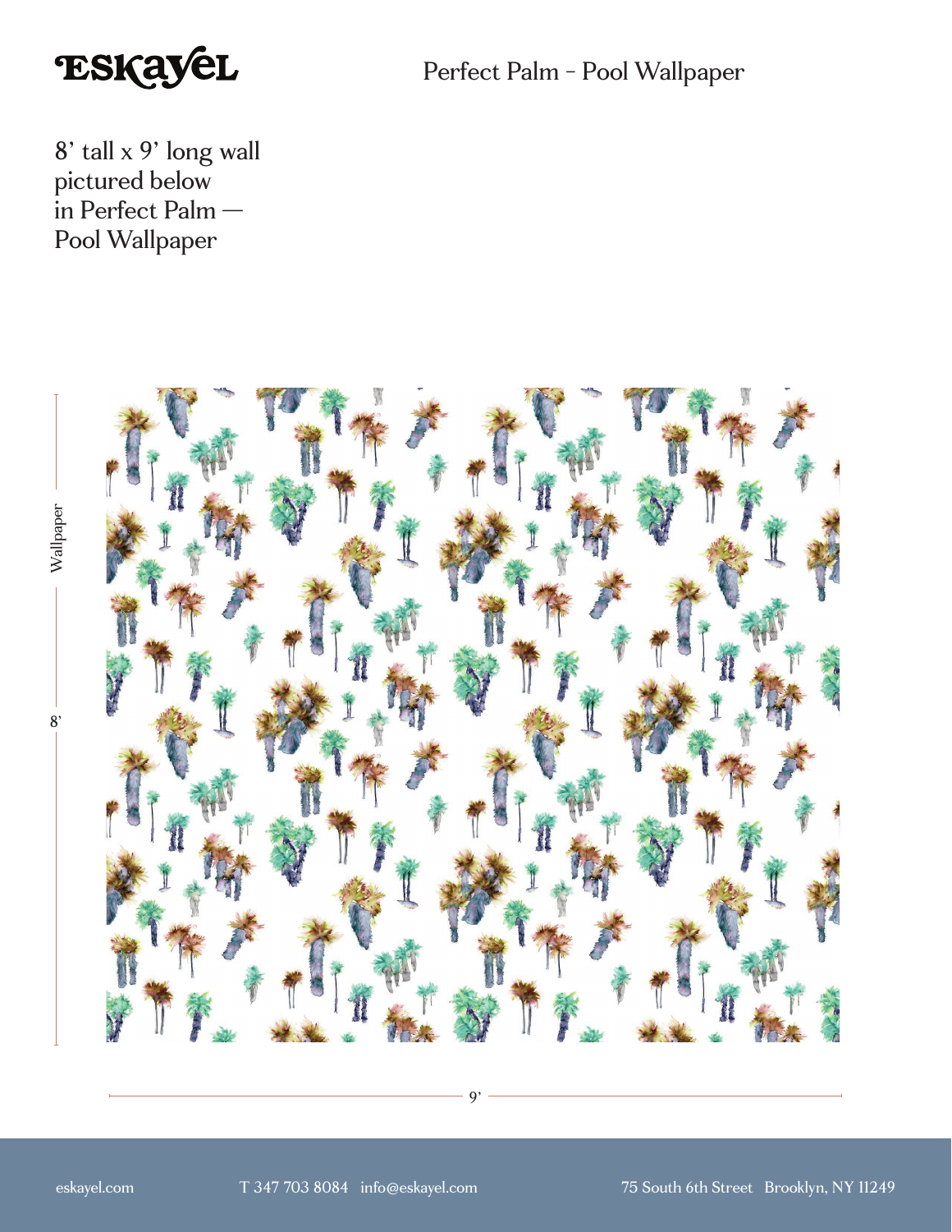ESKAYEL

# Perfect Palm - Pool Wallpaper

8' tall x 9' long wall pictured below in Perfect Palm — Pool Wallpaper

Wallpaper

8'

9'

eskayel.com T 347 703 8084 info@eskayel.com 75 South 6th Street Brooklyn, NY 11249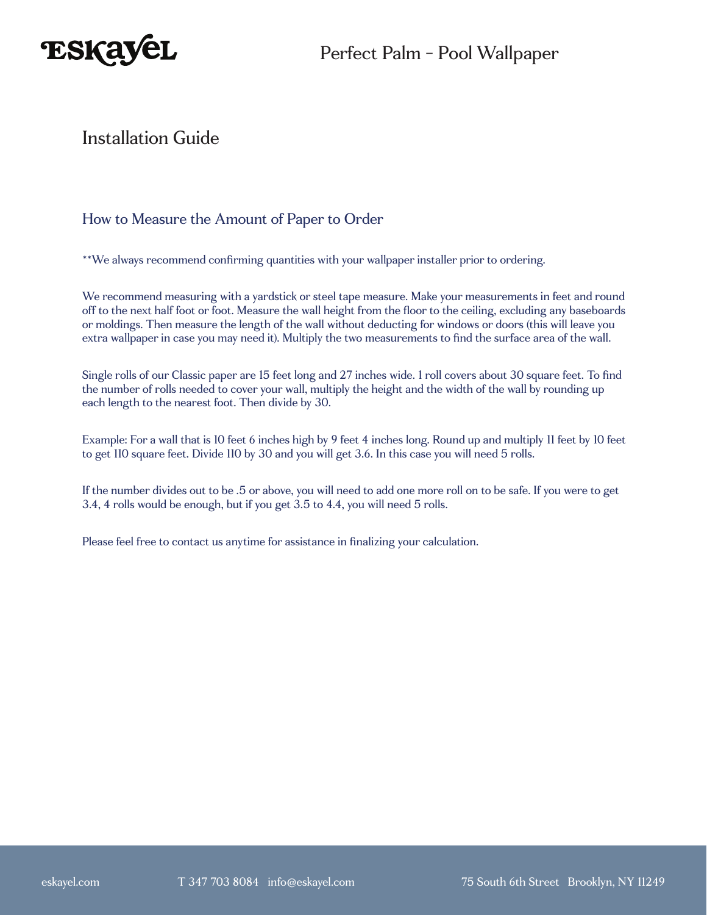# Installation Guide

## How to Measure the Amount of Paper to Order

**We always recommend confirming quantities with your wallpaper installer prior to ordering.

We recommend measuring with a yardstick or steel tape measure. Make your measurements in feet and round off to the next half foot or foot. Measure the wall height from the floor to the ceiling, excluding any baseboards or moldings. Then measure the length of the wall without deducting for windows or doors (this will leave you extra wallpaper in case you may need it). Multiply the two measurements to find the surface area of the wall.

Single rolls of our Classic paper are 15 feet long and 27 inches wide. 1 roll covers about 30 square feet. To find the number of rolls needed to cover your wall, multiply the height and the width of the wall by rounding up each length to the nearest foot. Then divide by 30.

Example: For a wall that is 10 feet 6 inches high by 9 feet 4 inches long. Round up and multiply 11 feet by 10 feet to get 110 square feet. Divide 110 by 30 and you will get 3.6. In this case you will need 5 rolls.

If the number divides out to be .5 or above, you will need to add one more roll on to be safe. If you were to get 3.4, 4 rolls would be enough, but if you get 3.5 to 4.4, you will need 5 rolls.

Please feel free to contact us anytime for assistance in finalizing your calculation.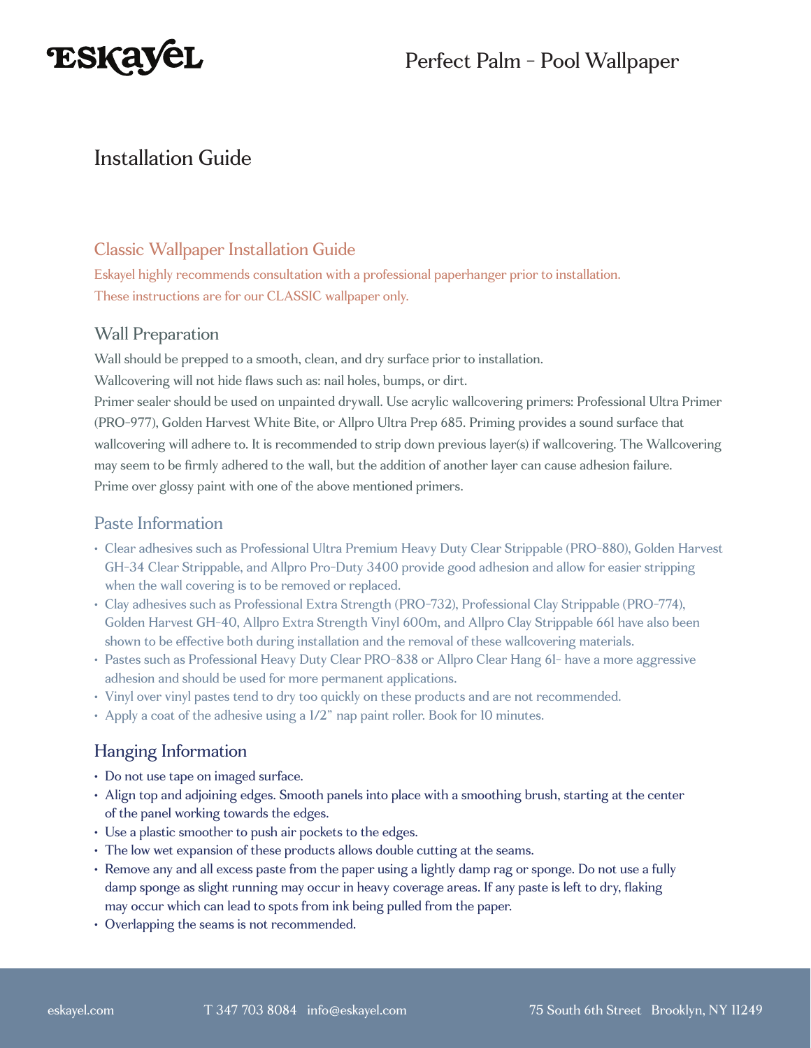Perfect Palm - Pool Wallpaper

# Installation Guide

## Classic Wallpaper Installation Guide

Eskayel highly recommends consultation with a professional paperhanger prior to installation.
These instructions are for our CLASSIC wallpaper only.

### Wall Preparation

Wall should be prepped to a smooth, clean, and dry surface prior to installation.
Wallcovering will not hide flaws such as: nail holes, bumps, or dirt.
Primer sealer should be used on unpainted drywall. Use acrylic wallcovering primers: Professional Ultra Primer (PRO-977), Golden Harvest White Bite, or Allpro Ultra Prep 685. Priming provides a sound surface that wallcovering will adhere to. It is recommended to strip down previous layer(s) if wallcovering. The Wallcovering may seem to be firmly adhered to the wall, but the addition of another layer can cause adhesion failure.
Prime over glossy paint with one of the above mentioned primers.

### Paste Information

- Clear adhesives such as Professional Ultra Premium Heavy Duty Clear Strippable (PRO-880), Golden Harvest GH-34 Clear Strippable, and Allpro Pro-Duty 3400 provide good adhesion and allow for easier stripping when the wall covering is to be removed or replaced.
- Clay adhesives such as Professional Extra Strength (PRO-732), Professional Clay Strippable (PRO-774), Golden Harvest GH-40, Allpro Extra Strength Vinyl 600m, and Allpro Clay Strippable 661 have also been shown to be effective both during installation and the removal of these wallcovering materials.
- Pastes such as Professional Heavy Duty Clear PRO-838 or Allpro Clear Hang 61- have a more aggressive adhesion and should be used for more permanent applications.
- Vinyl over vinyl pastes tend to dry too quickly on these products and are not recommended.
- Apply a coat of the adhesive using a 1/2” nap paint roller. Book for 10 minutes.

### Hanging Information

- Do not use tape on imaged surface.
- Align top and adjoining edges. Smooth panels into place with a smoothing brush, starting at the center of the panel working towards the edges.
- Use a plastic smoother to push air pockets to the edges.
- The low wet expansion of these products allows double cutting at the seams.
- Remove any and all excess paste from the paper using a lightly damp rag or sponge. Do not use a fully damp sponge as slight running may occur in heavy coverage areas. If any paste is left to dry, flaking may occur which can lead to spots from ink being pulled from the paper.
- Overlapping the seams is not recommended.